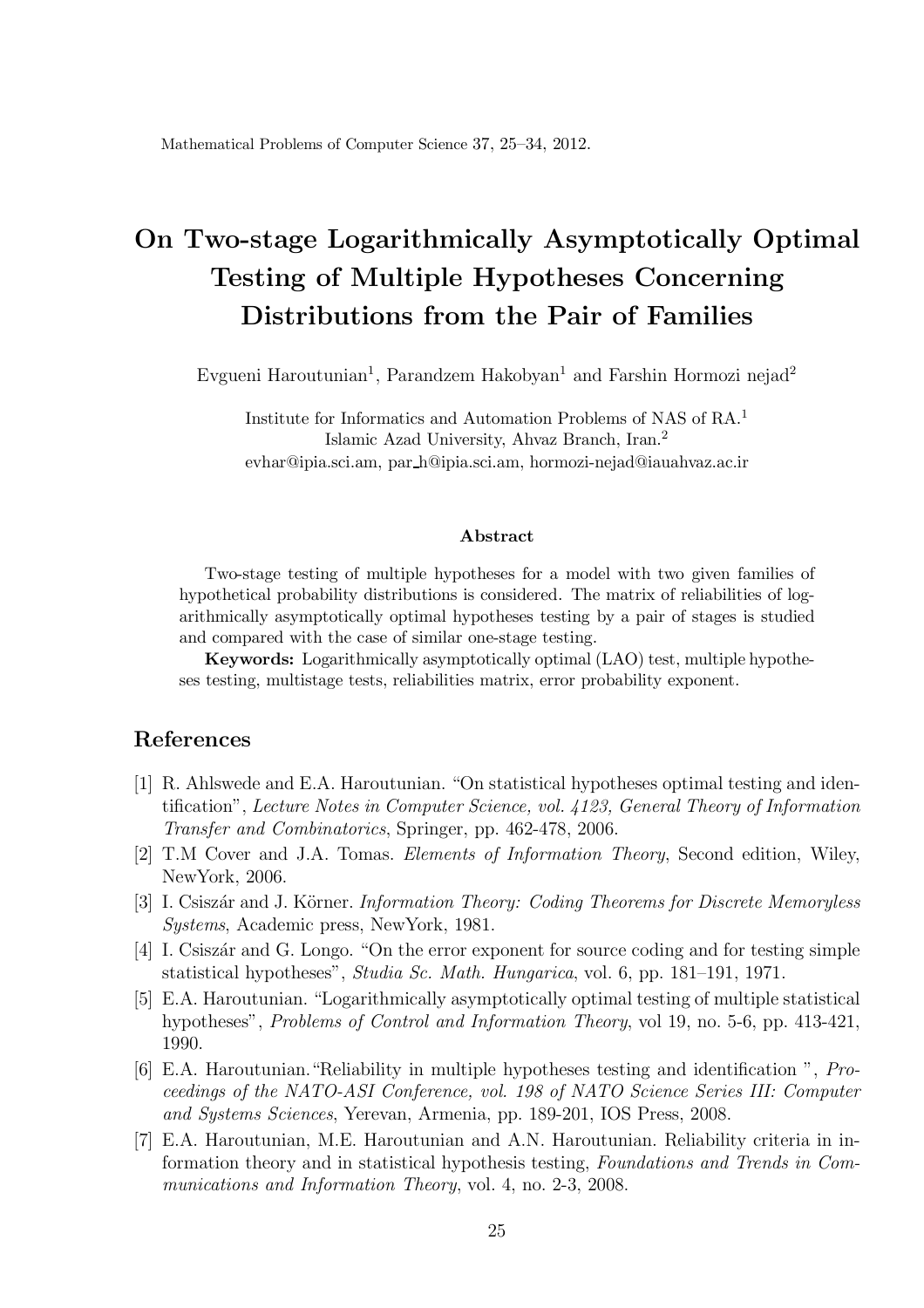Mathematical Problems of Computer Science 37, 25–34, 2012.

# On Two-stage Logarithmically Asymptotically Optimal Testing of Multiple Hypotheses Concerning Distributions from the Pair of Families

Evgueni Haroutunian[1], Parandzem Hakobyan[1] and Farshin Hormozi nejad[2]

Institute for Informatics and Automation Problems of NAS of RA.[1]
Islamic Azad University, Ahvaz Branch, Iran.[2]
evhar@ipia.sci.am, par_h@ipia.sci.am, hormozi-nejad@iauahvaz.ac.ir

#### Abstract

Two-stage testing of multiple hypotheses for a model with two given families of hypothetical probability distributions is considered. The matrix of reliabilities of logarithmically asymptotically optimal hypotheses testing by a pair of stages is studied and compared with the case of similar one-stage testing.

**Keywords:** Logarithmically asymptotically optimal (LAO) test, multiple hypotheses testing, multistage tests, reliabilities matrix, error probability exponent.

## References

[1] R. Ahlswede and E.A. Haroutunian. "On statistical hypotheses optimal testing and identification", *Lecture Notes in Computer Science, vol. 4123, General Theory of Information Transfer and Combinatorics*, Springer, pp. 462-478, 2006.

[2] T.M Cover and J.A. Tomas. *Elements of Information Theory*, Second edition, Wiley, NewYork, 2006.

[3] I. Csiszár and J. Körner. *Information Theory: Coding Theorems for Discrete Memoryless Systems*, Academic press, NewYork, 1981.

[4] I. Csiszár and G. Longo. "On the error exponent for source coding and for testing simple statistical hypotheses", *Studia Sc. Math. Hungarica*, vol. 6, pp. 181–191, 1971.

[5] E.A. Haroutunian. "Logarithmically asymptotically optimal testing of multiple statistical hypotheses", *Problems of Control and Information Theory*, vol 19, no. 5-6, pp. 413-421, 1990.

[6] E.A. Haroutunian. "Reliability in multiple hypotheses testing and identification ", *Proceedings of the NATO-ASI Conference, vol. 198 of NATO Science Series III: Computer and Systems Sciences*, Yerevan, Armenia, pp. 189-201, IOS Press, 2008.

[7] E.A. Haroutunian, M.E. Haroutunian and A.N. Haroutunian. Reliability criteria in information theory and in statistical hypothesis testing, *Foundations and Trends in Communications and Information Theory*, vol. 4, no. 2-3, 2008.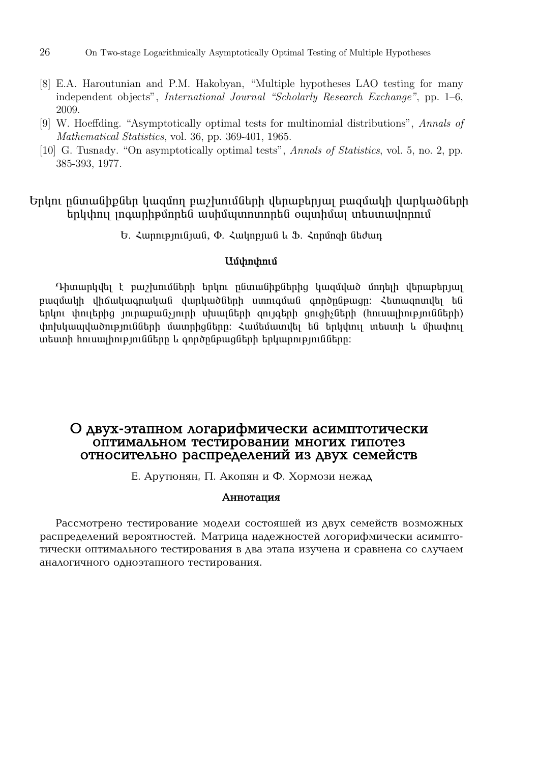[8] E.A. Haroutunian and P.M. Hakobyan, "Multiple hypotheses LAO testing for many independent objects", *International Journal "Scholarly Research Exchange"*, pp. 1–6, 2009.

[9] W. Hoeffding. "Asymptotically optimal tests for multinomial distributions", *Annals of Mathematical Statistics*, vol. 36, pp. 369-401, 1965.

[10] G. Tusnady. "On asymptotically optimal tests", *Annals of Statistics*, vol. 5, no. 2, pp. 385-393, 1977.

## Երկու ընտանիքներ կազմող բաշխումների վերաբերյալ բազմակի վարկածների երկփուլ լոգարիթմորեն ասիմպտոտորեն օպտիմալ տեստավորում

Ե. Հարությունյան, Փ. Հակոբյան և Ֆ. Հորմոզի նեժադ

### Ամփոփում

Դիտարկվել է բաշխումների երկու ընտանիքներից կազմված մոդելի վերաբերյալ բազմակի վիճակագրական վարկածների ստուգման գործընթացը: Հետազոտվել են երկու փուլերից յուրաքանչյուրի սխալների զույգերի ցուցիչների (հուսալիությունների) փոխկապվածությունների մատրիցները: Համեմատվել են երկփուլ տեստի և միափուլ տեստի հուսալիությունները և գործընթացների երկարությունները:

## О двух-этапном логарифмически асимптотически оптимальном тестировании многих гипотез относительно распределений из двух семейств

Е. Арутюнян, П. Акопян и Ф. Хормози нежад

### Аннотация

Рассмотрено тестирование модели состояшей из двух семейств возможных распределений вероятностей. Матрица надежностей логорифмически асимптотически оптимального тестирования в два этапа изучена и сравнена со случаем аналогичного одноэтапного тестирования.